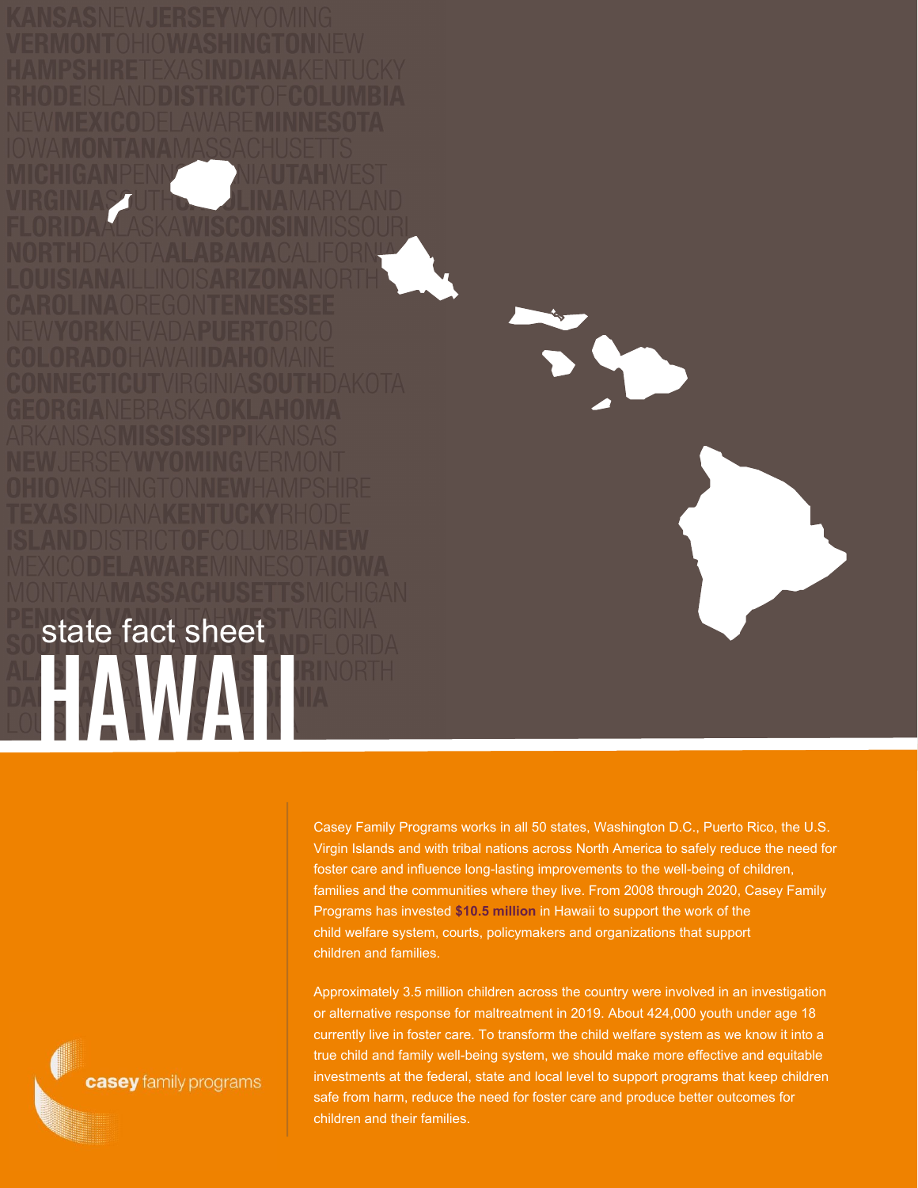state fact sheet

# HAWAII

Casey Family Programs works in all 50 states, Washington D.C., Puerto Rico, the U.S. Virgin Islands and with tribal nations across North America to safely reduce the need for foster care and influence long-lasting improvements to the well-being of children, families and the communities where they live. From 2008 through 2020, Casey Family Programs has invested **$10.5 million** in Hawaii to support the work of the child welfare system, courts, policymakers and organizations that support children and families.

Approximately 3.5 million children across the country were involved in an investigation or alternative response for maltreatment in 2019. About 424,000 youth under age 18 currently live in foster care. To transform the child welfare system as we know it into a true child and family well-being system, we should make more effective and equitable investments at the federal, state and local level to support programs that keep children safe from harm, reduce the need for foster care and produce better outcomes for children and their families.

casey family programs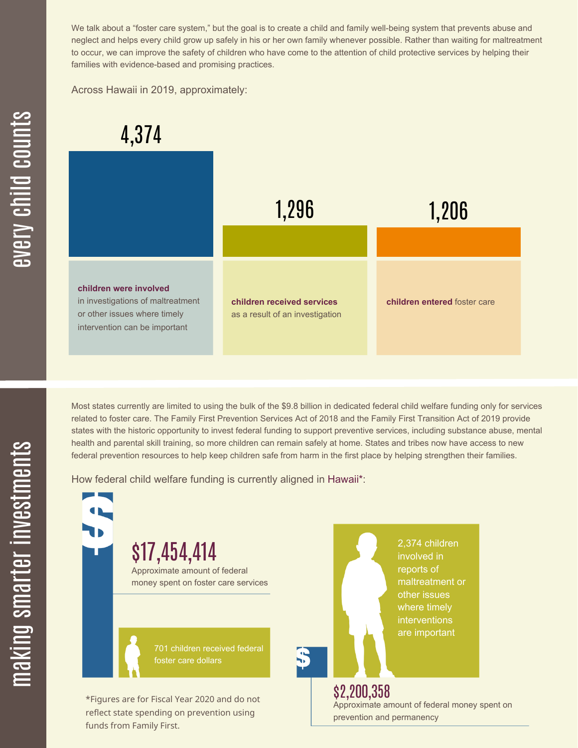## every child counts

We talk about a "foster care system," but the goal is to create a child and family well-being system that prevents abuse and neglect and helps every child grow up safely in his or her own family whenever possible. Rather than waiting for maltreatment to occur, we can improve the safety of children who have come to the attention of child protective services by helping their families with evidence-based and promising practices.

Across Hawaii in 2019, approximately:

**4,374**
**children were involved** in investigations of maltreatment or other issues where timely intervention can be important

**1,296**
**children received services** as a result of an investigation

**1,206**
**children entered** foster care

## making smarter investments

Most states currently are limited to using the bulk of the $9.8 billion in dedicated federal child welfare funding only for services related to foster care. The Family First Prevention Services Act of 2018 and the Family First Transition Act of 2019 provide states with the historic opportunity to invest federal funding to support preventive services, including substance abuse, mental health and parental skill training, so more children can remain safely at home. States and tribes now have access to new federal prevention resources to help keep children safe from harm in the first place by helping strengthen their families.

How federal child welfare funding is currently aligned in Hawaii*:

**$17,454,414**
Approximate amount of federal money spent on foster care services

701 children received federal foster care dollars

2,374 children involved in reports of maltreatment or other issues where timely interventions are important

**$2,200,358**
Approximate amount of federal money spent on prevention and permanency

*Figures are for Fiscal Year 2020 and do not reflect state spending on prevention using funds from Family First.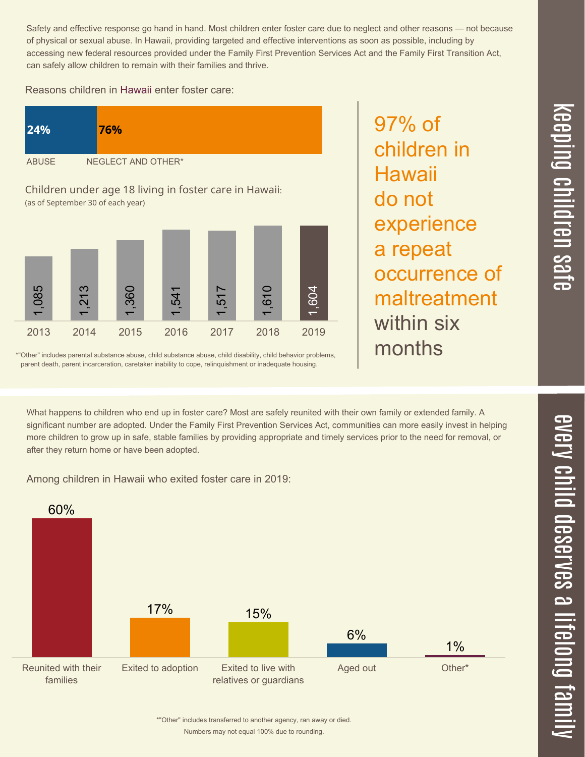## keeping children safe

Safety and effective response go hand in hand. Most children enter foster care due to neglect and other reasons — not because of physical or sexual abuse. In Hawaii, providing targeted and effective interventions as soon as possible, including by accessing new federal resources provided under the Family First Prevention Services Act and the Family First Transition Act, can safely allow children to remain with their families and thrive.

Reasons children in Hawaii enter foster care:

| ABUSE | NEGLECT AND OTHER* |
| --- | --- |
| 24% | 76% |

Children under age 18 living in foster care in Hawaii:
(as of September 30 of each year)

| 2013 | 2014 | 2015 | 2016 | 2017 | 2018 | 2019 |
| --- | --- | --- | --- | --- | --- | --- |
| 1,085 | 1,213 | 1,360 | 1,541 | 1,517 | 1,610 | 1,604 |

*"Other" includes parental substance abuse, child substance abuse, child disability, child behavior problems, parent death, parent incarceration, caretaker inability to cope, relinquishment or inadequate housing.

**97% of children in Hawaii do not experience a repeat occurrence of maltreatment within six months**

## every child deserves a lifelong family

What happens to children who end up in foster care? Most are safely reunited with their own family or extended family. A significant number are adopted. Under the Family First Prevention Services Act, communities can more easily invest in helping more children to grow up in safe, stable families by providing appropriate and timely services prior to the need for removal, or after they return home or have been adopted.

Among children in Hawaii who exited foster care in 2019:

| Reunited with their families | Exited to adoption | Exited to live with relatives or guardians | Aged out | Other* |
| --- | --- | --- | --- | --- |
| 60% | 17% | 15% | 6% | 1% |

*"Other" includes transferred to another agency, ran away or died.
Numbers may not equal 100% due to rounding.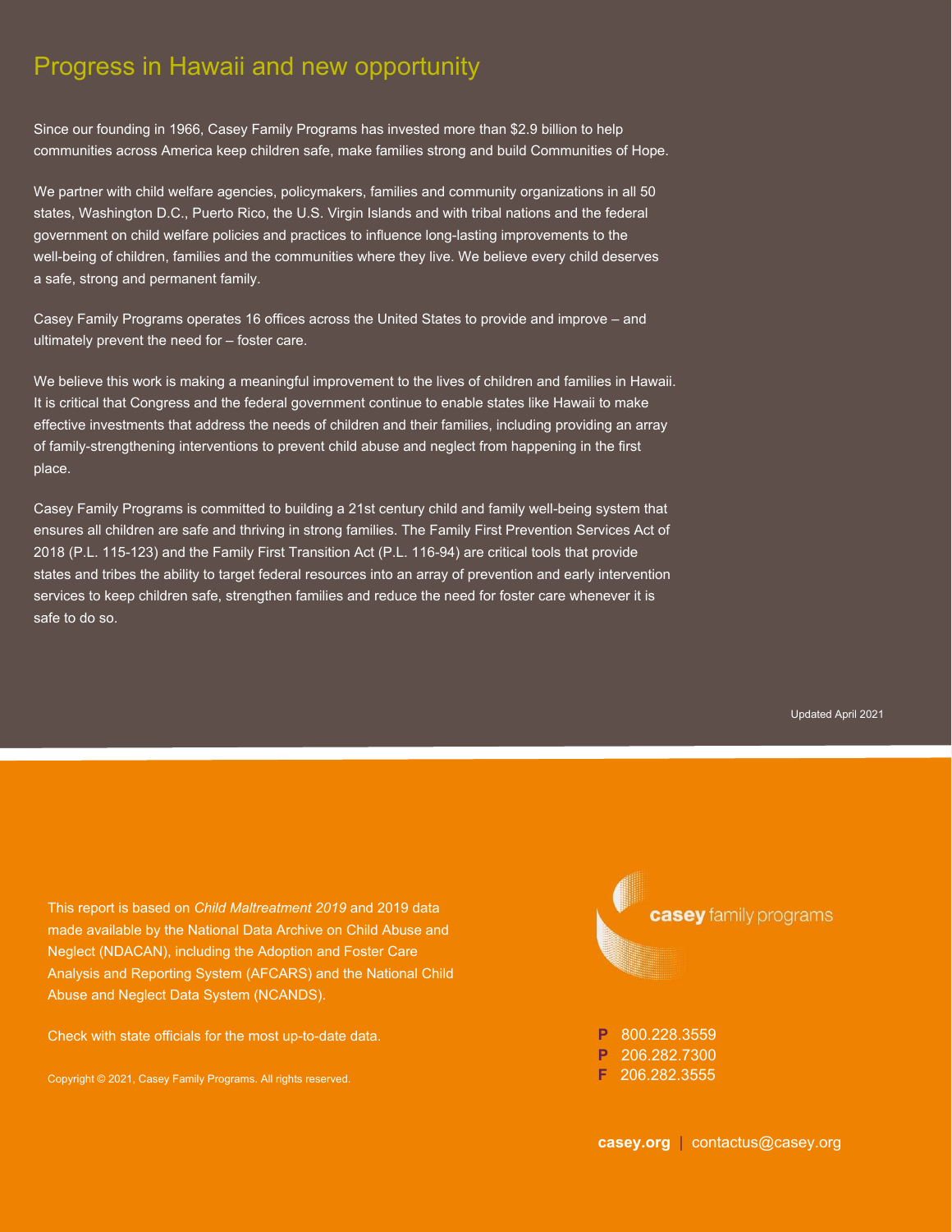# Progress in Hawaii and new opportunity

Since our founding in 1966, Casey Family Programs has invested more than $2.9 billion to help communities across America keep children safe, make families strong and build Communities of Hope.

We partner with child welfare agencies, policymakers, families and community organizations in all 50 states, Washington D.C., Puerto Rico, the U.S. Virgin Islands and with tribal nations and the federal government on child welfare policies and practices to influence long-lasting improvements to the well-being of children, families and the communities where they live. We believe every child deserves a safe, strong and permanent family.

Casey Family Programs operates 16 offices across the United States to provide and improve – and ultimately prevent the need for – foster care.

We believe this work is making a meaningful improvement to the lives of children and families in Hawaii. It is critical that Congress and the federal government continue to enable states like Hawaii to make effective investments that address the needs of children and their families, including providing an array of family-strengthening interventions to prevent child abuse and neglect from happening in the first place.

Casey Family Programs is committed to building a 21st century child and family well-being system that ensures all children are safe and thriving in strong families. The Family First Prevention Services Act of 2018 (P.L. 115-123) and the Family First Transition Act (P.L. 116-94) are critical tools that provide states and tribes the ability to target federal resources into an array of prevention and early intervention services to keep children safe, strengthen families and reduce the need for foster care whenever it is safe to do so.

Updated April 2021

This report is based on *Child Maltreatment 2019* and 2019 data made available by the National Data Archive on Child Abuse and Neglect (NDACAN), including the Adoption and Foster Care Analysis and Reporting System (AFCARS) and the National Child Abuse and Neglect Data System (NCANDS).

Check with state officials for the most up-to-date data.

Copyright © 2021, Casey Family Programs. All rights reserved.

**casey** family programs

**P** 800.228.3559
**P** 206.282.7300
**F** 206.282.3555

**casey.org** | contactus@casey.org